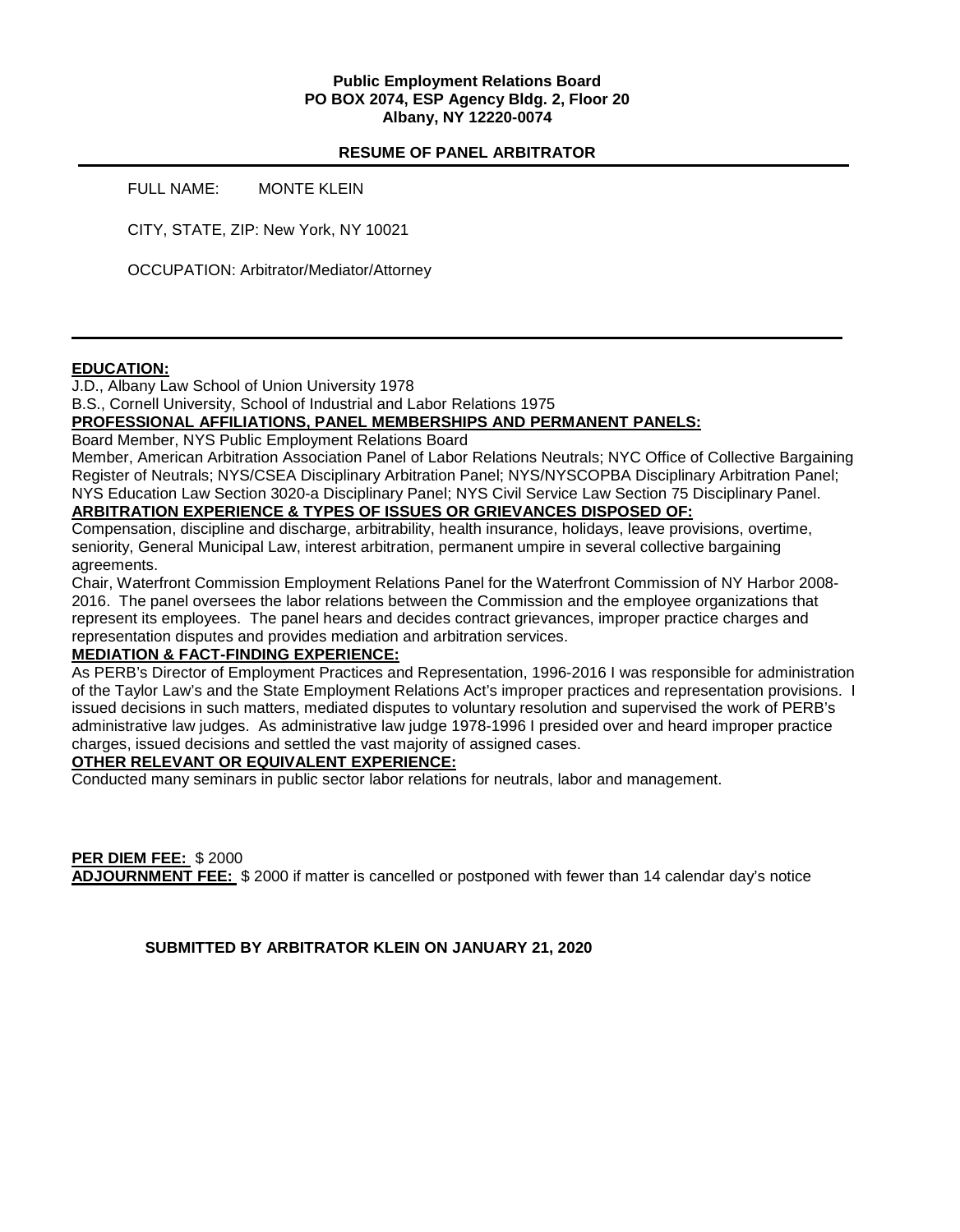**Public Employment Relations Board**
**PO BOX 2074, ESP Agency Bldg. 2, Floor 20**
**Albany, NY 12220-0074**

## RESUME OF PANEL ARBITRATOR

FULL NAME: MONTE KLEIN

CITY, STATE, ZIP: New York, NY 10021

OCCUPATION: Arbitrator/Mediator/Attorney

---

**EDUCATION:**

J.D., Albany Law School of Union University 1978

B.S., Cornell University, School of Industrial and Labor Relations 1975

**PROFESSIONAL AFFILIATIONS, PANEL MEMBERSHIPS AND PERMANENT PANELS:**

Board Member, NYS Public Employment Relations Board

Member, American Arbitration Association Panel of Labor Relations Neutrals; NYC Office of Collective Bargaining Register of Neutrals; NYS/CSEA Disciplinary Arbitration Panel; NYS/NYSCOPBA Disciplinary Arbitration Panel; NYS Education Law Section 3020-a Disciplinary Panel; NYS Civil Service Law Section 75 Disciplinary Panel.

**ARBITRATION EXPERIENCE & TYPES OF ISSUES OR GRIEVANCES DISPOSED OF:**

Compensation, discipline and discharge, arbitrability, health insurance, holidays, leave provisions, overtime, seniority, General Municipal Law, interest arbitration, permanent umpire in several collective bargaining agreements.

Chair, Waterfront Commission Employment Relations Panel for the Waterfront Commission of NY Harbor 2008-2016. The panel oversees the labor relations between the Commission and the employee organizations that represent its employees. The panel hears and decides contract grievances, improper practice charges and representation disputes and provides mediation and arbitration services.

**MEDIATION & FACT-FINDING EXPERIENCE:**

As PERB's Director of Employment Practices and Representation, 1996-2016 I was responsible for administration of the Taylor Law's and the State Employment Relations Act's improper practices and representation provisions. I issued decisions in such matters, mediated disputes to voluntary resolution and supervised the work of PERB's administrative law judges. As administrative law judge 1978-1996 I presided over and heard improper practice charges, issued decisions and settled the vast majority of assigned cases.

**OTHER RELEVANT OR EQUIVALENT EXPERIENCE:**

Conducted many seminars in public sector labor relations for neutrals, labor and management.

**PER DIEM FEE:** $ 2000

**ADJOURNMENT FEE:** $ 2000 if matter is cancelled or postponed with fewer than 14 calendar day's notice

**SUBMITTED BY ARBITRATOR KLEIN ON JANUARY 21, 2020**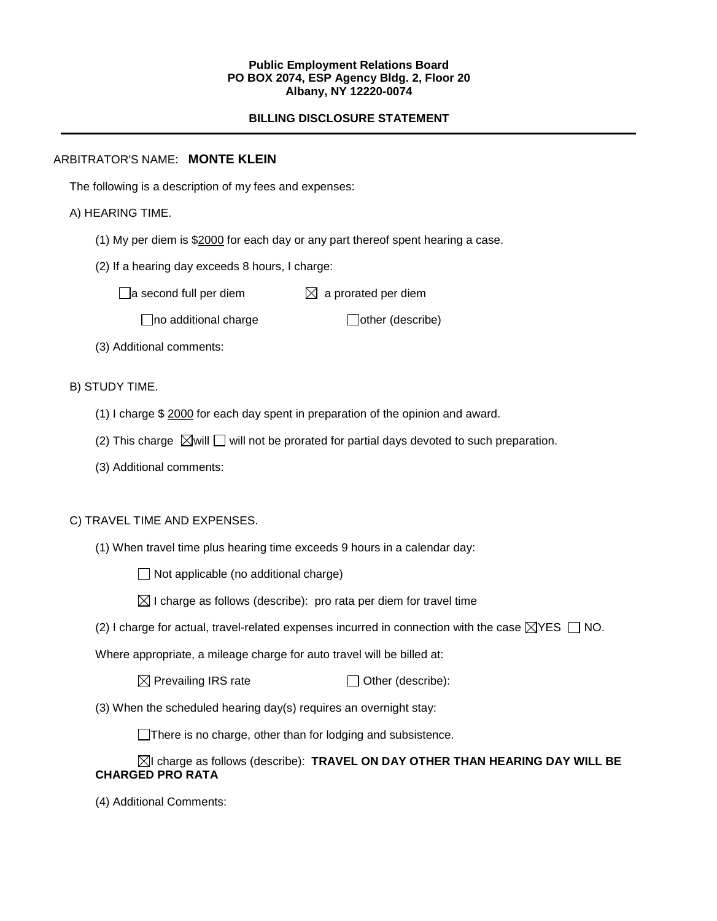**Public Employment Relations Board**
**PO BOX 2074, ESP Agency Bldg. 2, Floor 20**
**Albany, NY 12220-0074**

## BILLING DISCLOSURE STATEMENT

---

ARBITRATOR'S NAME: **MONTE KLEIN**

The following is a description of my fees and expenses:

A) HEARING TIME.

(1) My per diem is $2000 for each day or any part thereof spent hearing a case.

(2) If a hearing day exceeds 8 hours, I charge:

☐ a second full per diem ☒ a prorated per diem

☐ no additional charge ☐ other (describe)

(3) Additional comments:

B) STUDY TIME.

(1) I charge $ 2000 for each day spent in preparation of the opinion and award.

(2) This charge ☒ will ☐ will not be prorated for partial days devoted to such preparation.

(3) Additional comments:

C) TRAVEL TIME AND EXPENSES.

(1) When travel time plus hearing time exceeds 9 hours in a calendar day:

☐ Not applicable (no additional charge)

☒ I charge as follows (describe): pro rata per diem for travel time

(2) I charge for actual, travel-related expenses incurred in connection with the case ☒ YES ☐ NO.

Where appropriate, a mileage charge for auto travel will be billed at:

☒ Prevailing IRS rate ☐ Other (describe):

(3) When the scheduled hearing day(s) requires an overnight stay:

☐ There is no charge, other than for lodging and subsistence.

☒ I charge as follows (describe): **TRAVEL ON DAY OTHER THAN HEARING DAY WILL BE CHARGED PRO RATA**

(4) Additional Comments: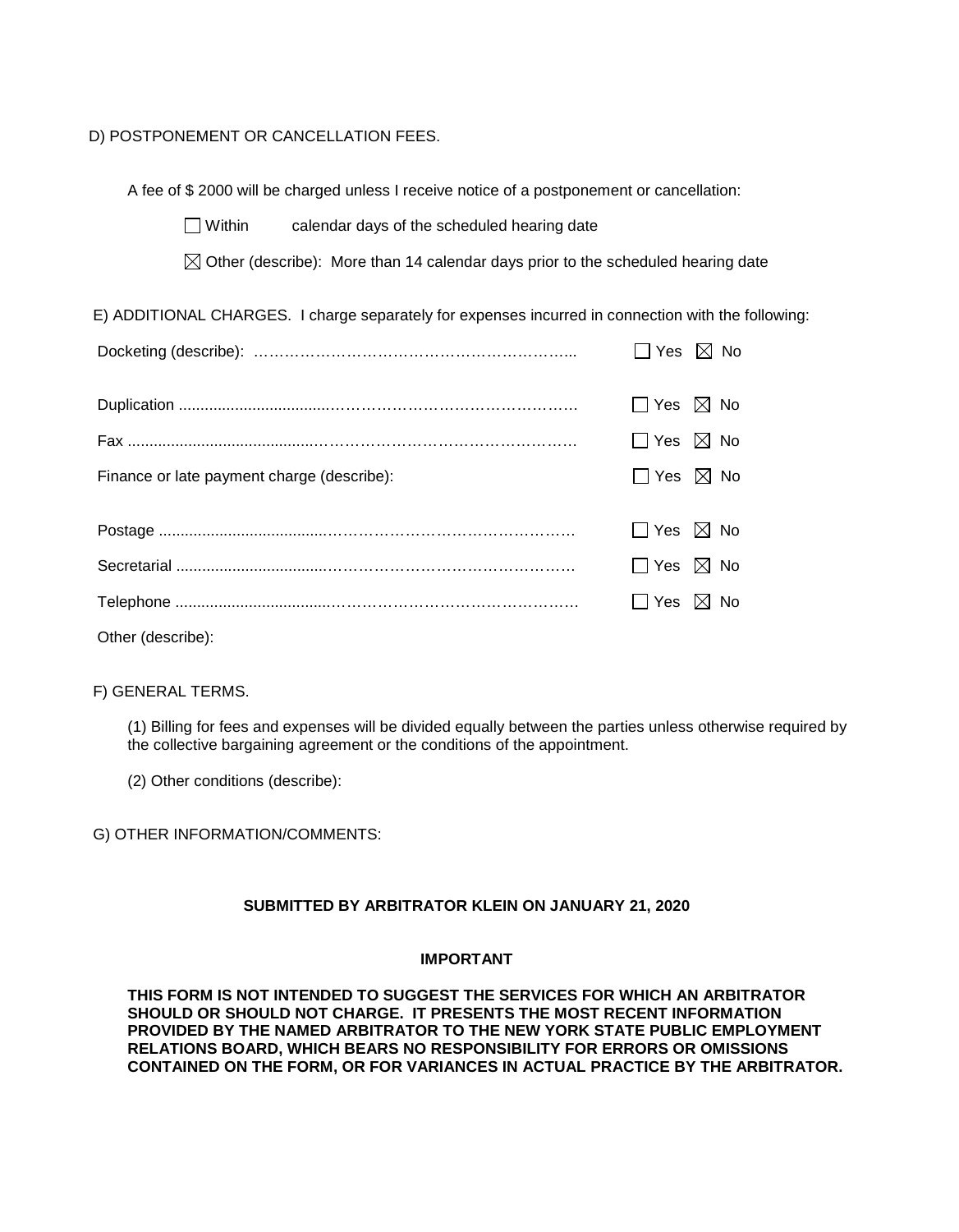D) POSTPONEMENT OR CANCELLATION FEES.

A fee of $ 2000 will be charged unless I receive notice of a postponement or cancellation:

☐ Within calendar days of the scheduled hearing date

☒ Other (describe): More than 14 calendar days prior to the scheduled hearing date

E) ADDITIONAL CHARGES. I charge separately for expenses incurred in connection with the following:

| | |
|---|---|
| Docketing (describe): ………………………………………………….. | ☐ Yes ☒ No |
| Duplication ……………………………………………………………… | ☐ Yes ☒ No |
| Fax ……………………………………………………………………… | ☐ Yes ☒ No |
| Finance or late payment charge (describe): | ☐ Yes ☒ No |
| Postage ………………………………………………………………… | ☐ Yes ☒ No |
| Secretarial ……………………………………………………………… | ☐ Yes ☒ No |
| Telephone ……………………………………………………………… | ☐ Yes ☒ No |

Other (describe):

F) GENERAL TERMS.

(1) Billing for fees and expenses will be divided equally between the parties unless otherwise required by the collective bargaining agreement or the conditions of the appointment.

(2) Other conditions (describe):

G) OTHER INFORMATION/COMMENTS:

**SUBMITTED BY ARBITRATOR KLEIN ON JANUARY 21, 2020**

**IMPORTANT**

**THIS FORM IS NOT INTENDED TO SUGGEST THE SERVICES FOR WHICH AN ARBITRATOR SHOULD OR SHOULD NOT CHARGE. IT PRESENTS THE MOST RECENT INFORMATION PROVIDED BY THE NAMED ARBITRATOR TO THE NEW YORK STATE PUBLIC EMPLOYMENT RELATIONS BOARD, WHICH BEARS NO RESPONSIBILITY FOR ERRORS OR OMISSIONS CONTAINED ON THE FORM, OR FOR VARIANCES IN ACTUAL PRACTICE BY THE ARBITRATOR.**